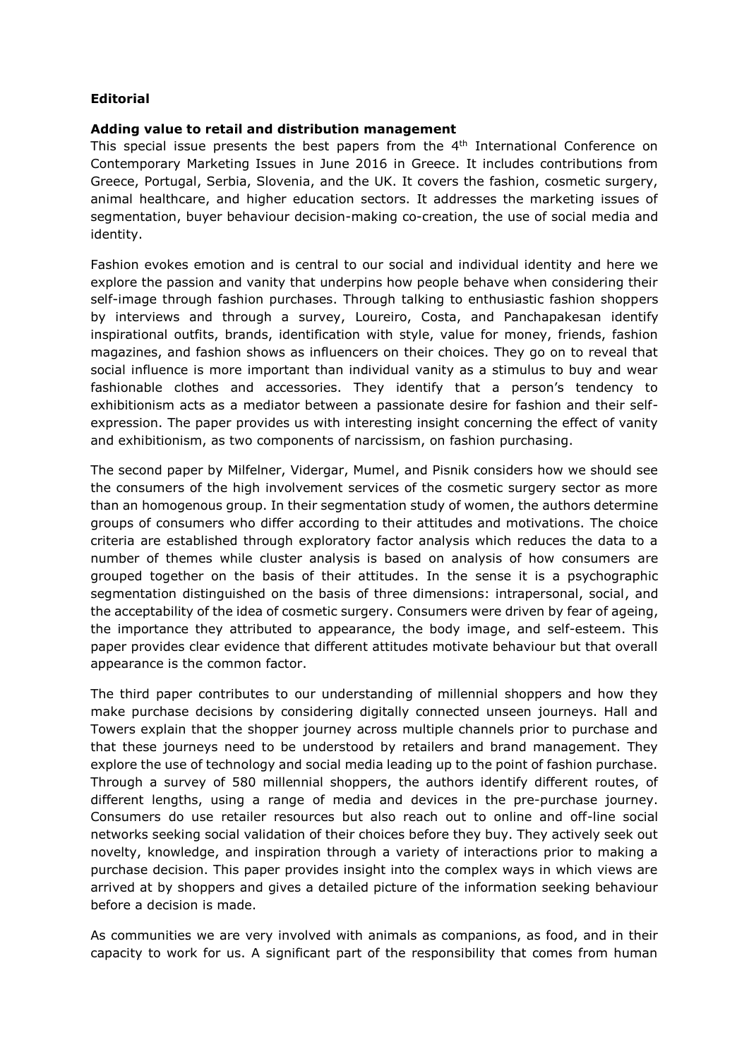**Editorial**

**Adding value to retail and distribution management**

This special issue presents the best papers from the 4th International Conference on Contemporary Marketing Issues in June 2016 in Greece. It includes contributions from Greece, Portugal, Serbia, Slovenia, and the UK. It covers the fashion, cosmetic surgery, animal healthcare, and higher education sectors. It addresses the marketing issues of segmentation, buyer behaviour decision-making co-creation, the use of social media and identity.

Fashion evokes emotion and is central to our social and individual identity and here we explore the passion and vanity that underpins how people behave when considering their self-image through fashion purchases. Through talking to enthusiastic fashion shoppers by interviews and through a survey, Loureiro, Costa, and Panchapakesan identify inspirational outfits, brands, identification with style, value for money, friends, fashion magazines, and fashion shows as influencers on their choices. They go on to reveal that social influence is more important than individual vanity as a stimulus to buy and wear fashionable clothes and accessories. They identify that a person's tendency to exhibitionism acts as a mediator between a passionate desire for fashion and their self-expression. The paper provides us with interesting insight concerning the effect of vanity and exhibitionism, as two components of narcissism, on fashion purchasing.

The second paper by Milfelner, Vidergar, Mumel, and Pisnik considers how we should see the consumers of the high involvement services of the cosmetic surgery sector as more than an homogenous group. In their segmentation study of women, the authors determine groups of consumers who differ according to their attitudes and motivations. The choice criteria are established through exploratory factor analysis which reduces the data to a number of themes while cluster analysis is based on analysis of how consumers are grouped together on the basis of their attitudes. In the sense it is a psychographic segmentation distinguished on the basis of three dimensions: intrapersonal, social, and the acceptability of the idea of cosmetic surgery. Consumers were driven by fear of ageing, the importance they attributed to appearance, the body image, and self-esteem. This paper provides clear evidence that different attitudes motivate behaviour but that overall appearance is the common factor.

The third paper contributes to our understanding of millennial shoppers and how they make purchase decisions by considering digitally connected unseen journeys. Hall and Towers explain that the shopper journey across multiple channels prior to purchase and that these journeys need to be understood by retailers and brand management. They explore the use of technology and social media leading up to the point of fashion purchase. Through a survey of 580 millennial shoppers, the authors identify different routes, of different lengths, using a range of media and devices in the pre-purchase journey. Consumers do use retailer resources but also reach out to online and off-line social networks seeking social validation of their choices before they buy. They actively seek out novelty, knowledge, and inspiration through a variety of interactions prior to making a purchase decision. This paper provides insight into the complex ways in which views are arrived at by shoppers and gives a detailed picture of the information seeking behaviour before a decision is made.

As communities we are very involved with animals as companions, as food, and in their capacity to work for us. A significant part of the responsibility that comes from human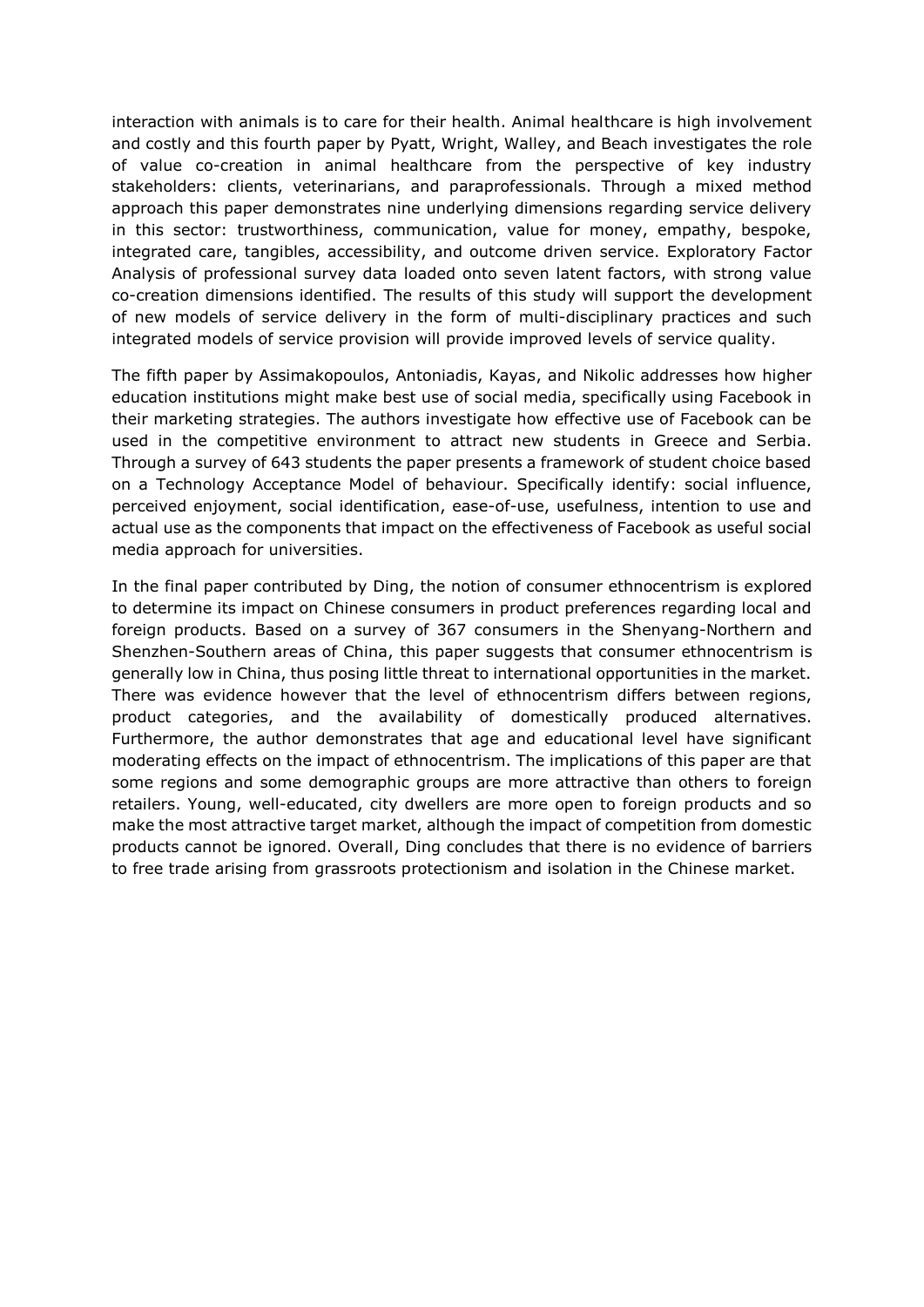interaction with animals is to care for their health. Animal healthcare is high involvement and costly and this fourth paper by Pyatt, Wright, Walley, and Beach investigates the role of value co-creation in animal healthcare from the perspective of key industry stakeholders: clients, veterinarians, and paraprofessionals. Through a mixed method approach this paper demonstrates nine underlying dimensions regarding service delivery in this sector: trustworthiness, communication, value for money, empathy, bespoke, integrated care, tangibles, accessibility, and outcome driven service. Exploratory Factor Analysis of professional survey data loaded onto seven latent factors, with strong value co-creation dimensions identified. The results of this study will support the development of new models of service delivery in the form of multi-disciplinary practices and such integrated models of service provision will provide improved levels of service quality.

The fifth paper by Assimakopoulos, Antoniadis, Kayas, and Nikolic addresses how higher education institutions might make best use of social media, specifically using Facebook in their marketing strategies. The authors investigate how effective use of Facebook can be used in the competitive environment to attract new students in Greece and Serbia. Through a survey of 643 students the paper presents a framework of student choice based on a Technology Acceptance Model of behaviour. Specifically identify: social influence, perceived enjoyment, social identification, ease-of-use, usefulness, intention to use and actual use as the components that impact on the effectiveness of Facebook as useful social media approach for universities.

In the final paper contributed by Ding, the notion of consumer ethnocentrism is explored to determine its impact on Chinese consumers in product preferences regarding local and foreign products. Based on a survey of 367 consumers in the Shenyang-Northern and Shenzhen-Southern areas of China, this paper suggests that consumer ethnocentrism is generally low in China, thus posing little threat to international opportunities in the market. There was evidence however that the level of ethnocentrism differs between regions, product categories, and the availability of domestically produced alternatives. Furthermore, the author demonstrates that age and educational level have significant moderating effects on the impact of ethnocentrism. The implications of this paper are that some regions and some demographic groups are more attractive than others to foreign retailers. Young, well-educated, city dwellers are more open to foreign products and so make the most attractive target market, although the impact of competition from domestic products cannot be ignored. Overall, Ding concludes that there is no evidence of barriers to free trade arising from grassroots protectionism and isolation in the Chinese market.